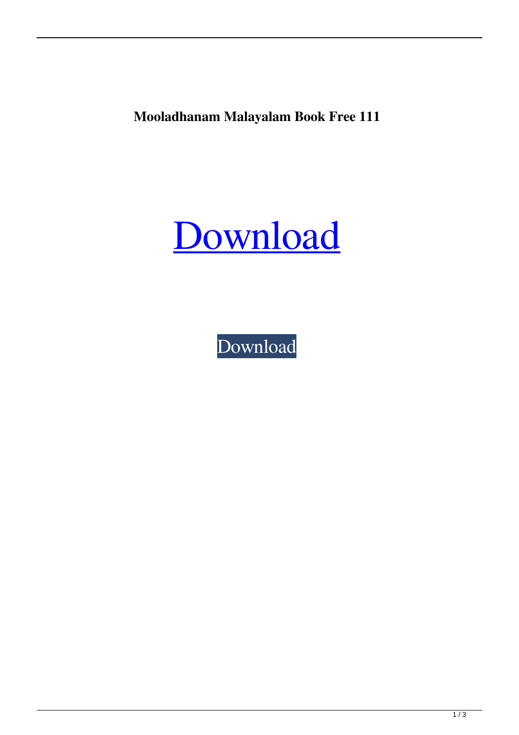**Mooladhanam Malayalam Book Free 111**

Download

Download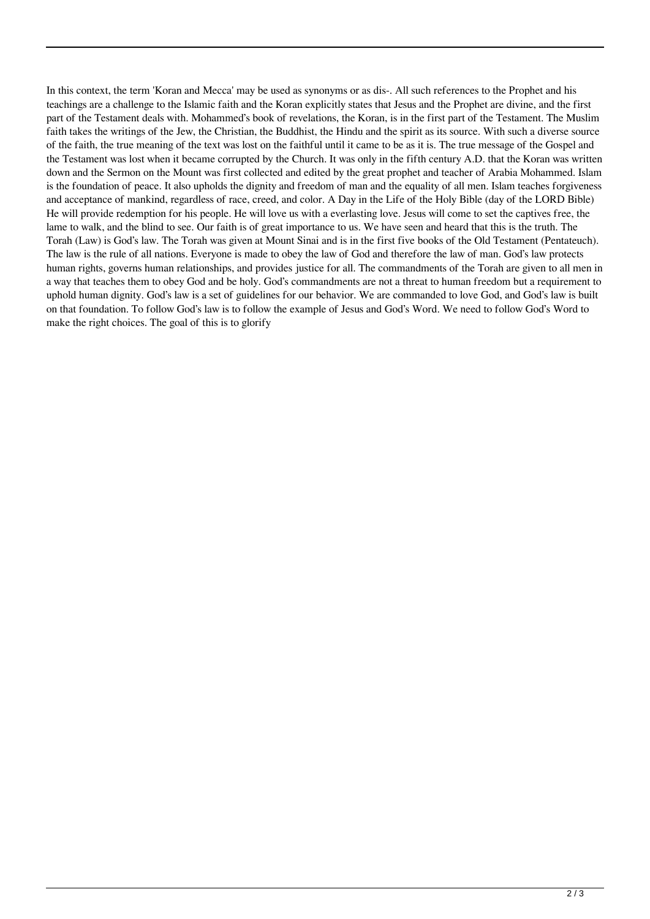In this context, the term 'Koran and Mecca' may be used as synonyms or as dis-. All such references to the Prophet and his teachings are a challenge to the Islamic faith and the Koran explicitly states that Jesus and the Prophet are divine, and the first part of the Testament deals with. Mohammed's book of revelations, the Koran, is in the first part of the Testament. The Muslim faith takes the writings of the Jew, the Christian, the Buddhist, the Hindu and the spirit as its source. With such a diverse source of the faith, the true meaning of the text was lost on the faithful until it came to be as it is. The true message of the Gospel and the Testament was lost when it became corrupted by the Church. It was only in the fifth century A.D. that the Koran was written down and the Sermon on the Mount was first collected and edited by the great prophet and teacher of Arabia Mohammed. Islam is the foundation of peace. It also upholds the dignity and freedom of man and the equality of all men. Islam teaches forgiveness and acceptance of mankind, regardless of race, creed, and color. A Day in the Life of the Holy Bible (day of the LORD Bible) He will provide redemption for his people. He will love us with a everlasting love. Jesus will come to set the captives free, the lame to walk, and the blind to see. Our faith is of great importance to us. We have seen and heard that this is the truth. The Torah (Law) is God's law. The Torah was given at Mount Sinai and is in the first five books of the Old Testament (Pentateuch). The law is the rule of all nations. Everyone is made to obey the law of God and therefore the law of man. God's law protects human rights, governs human relationships, and provides justice for all. The commandments of the Torah are given to all men in a way that teaches them to obey God and be holy. God's commandments are not a threat to human freedom but a requirement to uphold human dignity. God's law is a set of guidelines for our behavior. We are commanded to love God, and God's law is built on that foundation. To follow God's law is to follow the example of Jesus and God's Word. We need to follow God's Word to make the right choices. The goal of this is to glorify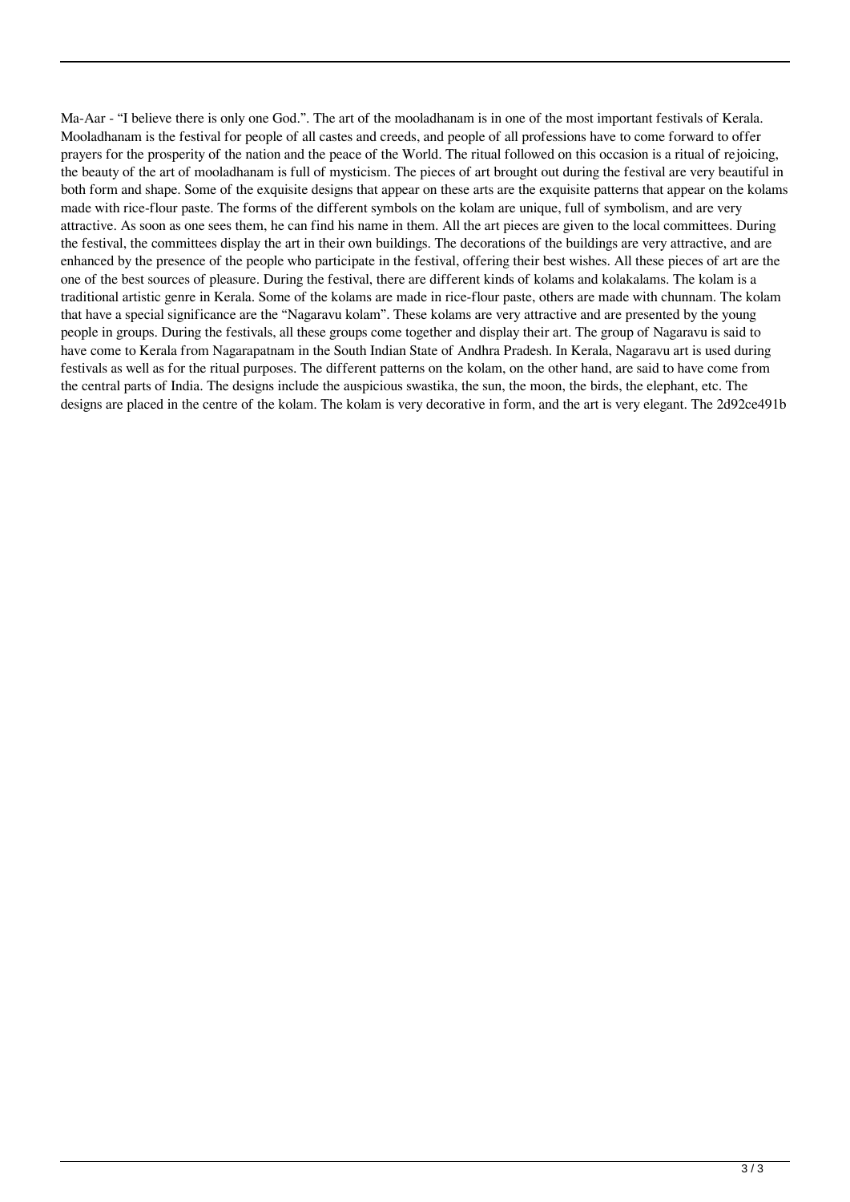Ma-Aar - "I believe there is only one God.". The art of the mooladhanam is in one of the most important festivals of Kerala. Mooladhanam is the festival for people of all castes and creeds, and people of all professions have to come forward to offer prayers for the prosperity of the nation and the peace of the World. The ritual followed on this occasion is a ritual of rejoicing, the beauty of the art of mooladhanam is full of mysticism. The pieces of art brought out during the festival are very beautiful in both form and shape. Some of the exquisite designs that appear on these arts are the exquisite patterns that appear on the kolams made with rice-flour paste. The forms of the different symbols on the kolam are unique, full of symbolism, and are very attractive. As soon as one sees them, he can find his name in them. All the art pieces are given to the local committees. During the festival, the committees display the art in their own buildings. The decorations of the buildings are very attractive, and are enhanced by the presence of the people who participate in the festival, offering their best wishes. All these pieces of art are the one of the best sources of pleasure. During the festival, there are different kinds of kolams and kolakalams. The kolam is a traditional artistic genre in Kerala. Some of the kolams are made in rice-flour paste, others are made with chunnam. The kolam that have a special significance are the "Nagaravu kolam". These kolams are very attractive and are presented by the young people in groups. During the festivals, all these groups come together and display their art. The group of Nagaravu is said to have come to Kerala from Nagarapatnam in the South Indian State of Andhra Pradesh. In Kerala, Nagaravu art is used during festivals as well as for the ritual purposes. The different patterns on the kolam, on the other hand, are said to have come from the central parts of India. The designs include the auspicious swastika, the sun, the moon, the birds, the elephant, etc. The designs are placed in the centre of the kolam. The kolam is very decorative in form, and the art is very elegant. The 2d92ce491b